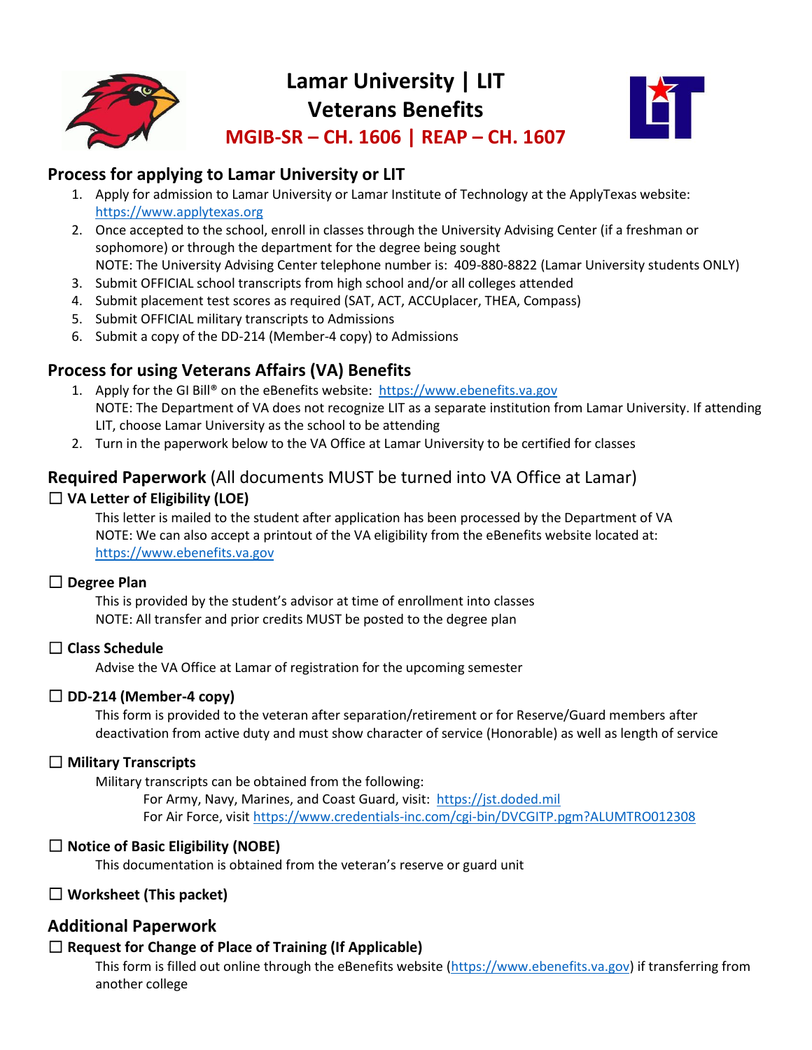# Lamar University | LIT
# Veterans Benefits
## MGIB-SR – CH. 1606 | REAP – CH. 1607

## Process for applying to Lamar University or LIT

1. Apply for admission to Lamar University or Lamar Institute of Technology at the ApplyTexas website: https://www.applytexas.org
2. Once accepted to the school, enroll in classes through the University Advising Center (if a freshman or sophomore) or through the department for the degree being sought
   NOTE: The University Advising Center telephone number is: 409-880-8822 (Lamar University students ONLY)
3. Submit OFFICIAL school transcripts from high school and/or all colleges attended
4. Submit placement test scores as required (SAT, ACT, ACCUplacer, THEA, Compass)
5. Submit OFFICIAL military transcripts to Admissions
6. Submit a copy of the DD-214 (Member-4 copy) to Admissions

## Process for using Veterans Affairs (VA) Benefits

1. Apply for the GI Bill® on the eBenefits website: https://www.ebenefits.va.gov
   NOTE: The Department of VA does not recognize LIT as a separate institution from Lamar University. If attending LIT, choose Lamar University as the school to be attending
2. Turn in the paperwork below to the VA Office at Lamar University to be certified for classes

## Required Paperwork (All documents MUST be turned into VA Office at Lamar)

☐ **VA Letter of Eligibility (LOE)**

This letter is mailed to the student after application has been processed by the Department of VA
NOTE: We can also accept a printout of the VA eligibility from the eBenefits website located at: https://www.ebenefits.va.gov

☐ **Degree Plan**

This is provided by the student's advisor at time of enrollment into classes
NOTE: All transfer and prior credits MUST be posted to the degree plan

☐ **Class Schedule**

Advise the VA Office at Lamar of registration for the upcoming semester

☐ **DD-214 (Member-4 copy)**

This form is provided to the veteran after separation/retirement or for Reserve/Guard members after deactivation from active duty and must show character of service (Honorable) as well as length of service

☐ **Military Transcripts**

Military transcripts can be obtained from the following:
For Army, Navy, Marines, and Coast Guard, visit: https://jst.doded.mil
For Air Force, visit https://www.credentials-inc.com/cgi-bin/DVCGITP.pgm?ALUMTRO012308

☐ **Notice of Basic Eligibility (NOBE)**

This documentation is obtained from the veteran's reserve or guard unit

☐ **Worksheet (This packet)**

## Additional Paperwork

☐ **Request for Change of Place of Training (If Applicable)**

This form is filled out online through the eBenefits website (https://www.ebenefits.va.gov) if transferring from another college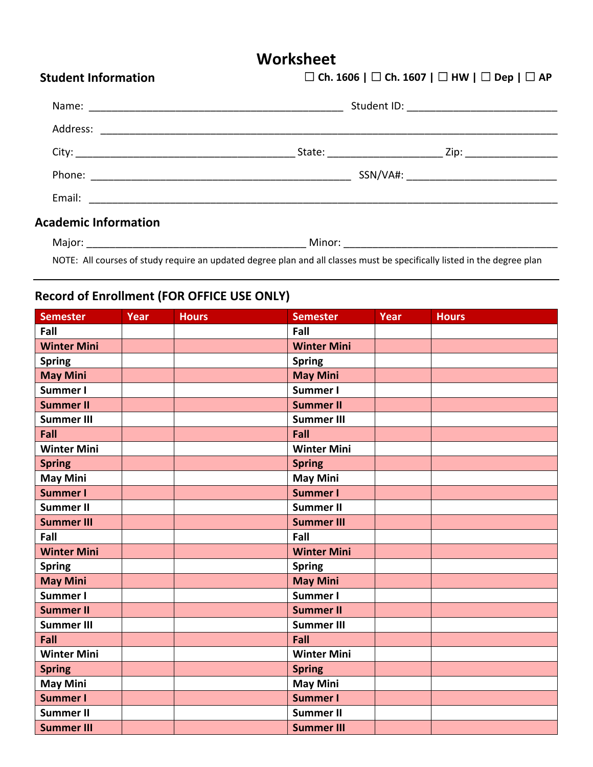# Worksheet

## Student Information

☐ Ch. 1606 | ☐ Ch. 1607 | ☐ HW | ☐ Dep | ☐ AP

Name: ___________________________________________ Student ID: __________________________

Address: ___________________________________________________________________________

City: _____________________________________ State: ____________________ Zip: ________________

Phone: ____________________________________________ SSN/VA#: __________________________

Email: ______________________________________________________________________________

## Academic Information

Major: _____________________________________ Minor: ____________________________________

NOTE: All courses of study require an updated degree plan and all classes must be specifically listed in the degree plan

---

## Record of Enrollment (FOR OFFICE USE ONLY)

| Semester | Year | Hours | Semester | Year | Hours |
|---|---|---|---|---|---|
| Fall | | | Fall | | |
| Winter Mini | | | Winter Mini | | |
| Spring | | | Spring | | |
| May Mini | | | May Mini | | |
| Summer I | | | Summer I | | |
| Summer II | | | Summer II | | |
| Summer III | | | Summer III | | |
| Fall | | | Fall | | |
| Winter Mini | | | Winter Mini | | |
| Spring | | | Spring | | |
| May Mini | | | May Mini | | |
| Summer I | | | Summer I | | |
| Summer II | | | Summer II | | |
| Summer III | | | Summer III | | |
| Fall | | | Fall | | |
| Winter Mini | | | Winter Mini | | |
| Spring | | | Spring | | |
| May Mini | | | May Mini | | |
| Summer I | | | Summer I | | |
| Summer II | | | Summer II | | |
| Summer III | | | Summer III | | |
| Fall | | | Fall | | |
| Winter Mini | | | Winter Mini | | |
| Spring | | | Spring | | |
| May Mini | | | May Mini | | |
| Summer I | | | Summer I | | |
| Summer II | | | Summer II | | |
| Summer III | | | Summer III | | |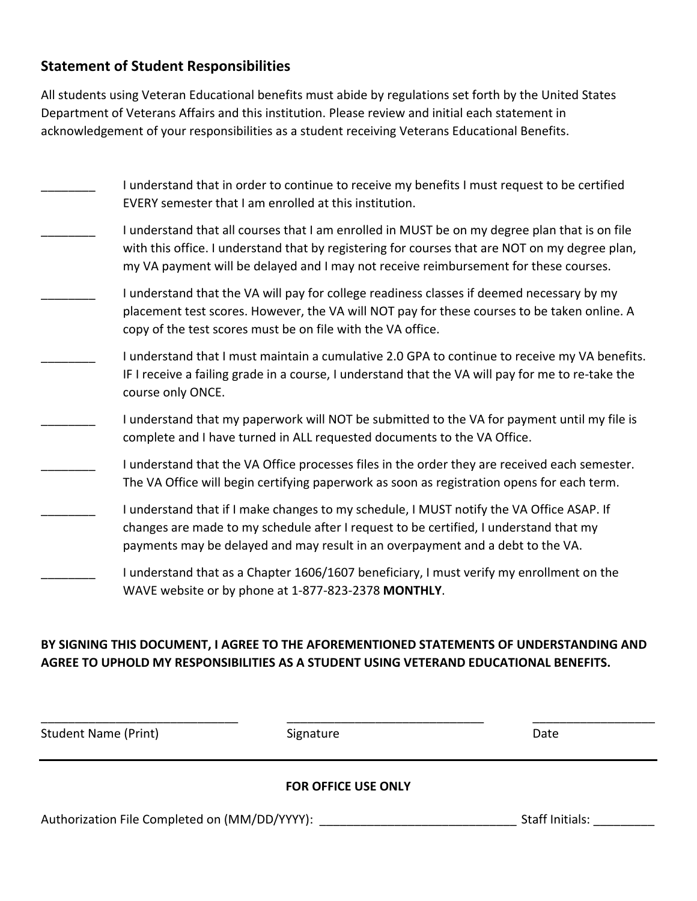## Statement of Student Responsibilities

All students using Veteran Educational benefits must abide by regulations set forth by the United States Department of Veterans Affairs and this institution. Please review and initial each statement in acknowledgement of your responsibilities as a student receiving Veterans Educational Benefits.

________ I understand that in order to continue to receive my benefits I must request to be certified EVERY semester that I am enrolled at this institution.

________ I understand that all courses that I am enrolled in MUST be on my degree plan that is on file with this office. I understand that by registering for courses that are NOT on my degree plan, my VA payment will be delayed and I may not receive reimbursement for these courses.

________ I understand that the VA will pay for college readiness classes if deemed necessary by my placement test scores. However, the VA will NOT pay for these courses to be taken online. A copy of the test scores must be on file with the VA office.

________ I understand that I must maintain a cumulative 2.0 GPA to continue to receive my VA benefits. IF I receive a failing grade in a course, I understand that the VA will pay for me to re-take the course only ONCE.

________ I understand that my paperwork will NOT be submitted to the VA for payment until my file is complete and I have turned in ALL requested documents to the VA Office.

________ I understand that the VA Office processes files in the order they are received each semester. The VA Office will begin certifying paperwork as soon as registration opens for each term.

________ I understand that if I make changes to my schedule, I MUST notify the VA Office ASAP. If changes are made to my schedule after I request to be certified, I understand that my payments may be delayed and may result in an overpayment and a debt to the VA.

________ I understand that as a Chapter 1606/1607 beneficiary, I must verify my enrollment on the WAVE website or by phone at 1-877-823-2378 **MONTHLY**.

**BY SIGNING THIS DOCUMENT, I AGREE TO THE AFOREMENTIONED STATEMENTS OF UNDERSTANDING AND AGREE TO UPHOLD MY RESPONSIBILITIES AS A STUDENT USING VETERAND EDUCATIONAL BENEFITS.**

______________________________ ______________________________ __________________

Student Name (Print) Signature Date

---

**FOR OFFICE USE ONLY**

Authorization File Completed on (MM/DD/YYYY): ______________________________ Staff Initials: _________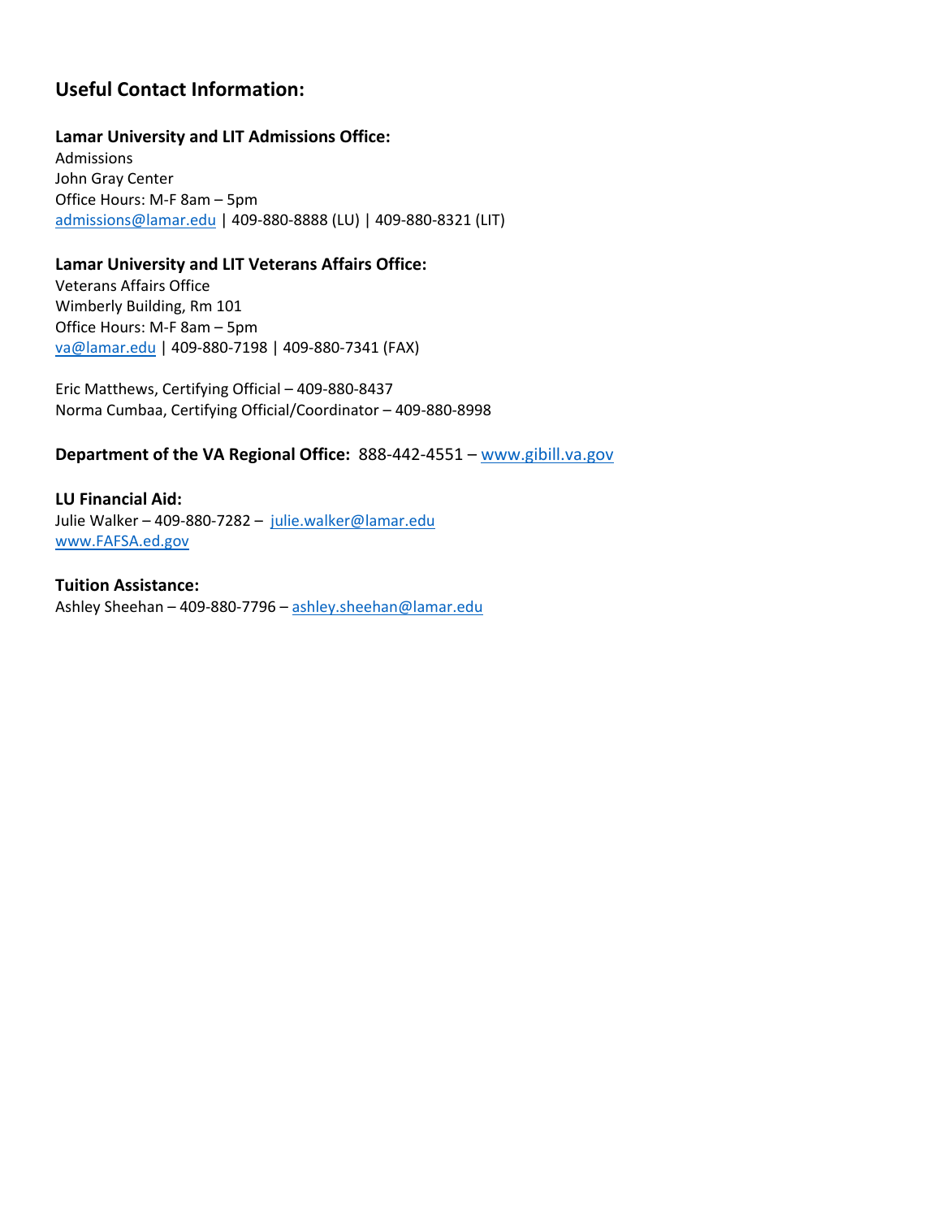## Useful Contact Information:

**Lamar University and LIT Admissions Office:**
Admissions
John Gray Center
Office Hours: M-F 8am – 5pm
admissions@lamar.edu | 409-880-8888 (LU) | 409-880-8321 (LIT)

**Lamar University and LIT Veterans Affairs Office:**
Veterans Affairs Office
Wimberly Building, Rm 101
Office Hours: M-F 8am – 5pm
va@lamar.edu | 409-880-7198 | 409-880-7341 (FAX)

Eric Matthews, Certifying Official – 409-880-8437
Norma Cumbaa, Certifying Official/Coordinator – 409-880-8998

**Department of the VA Regional Office:** 888-442-4551 – www.gibill.va.gov

**LU Financial Aid:**
Julie Walker – 409-880-7282 – julie.walker@lamar.edu
www.FAFSA.ed.gov

**Tuition Assistance:**
Ashley Sheehan – 409-880-7796 – ashley.sheehan@lamar.edu